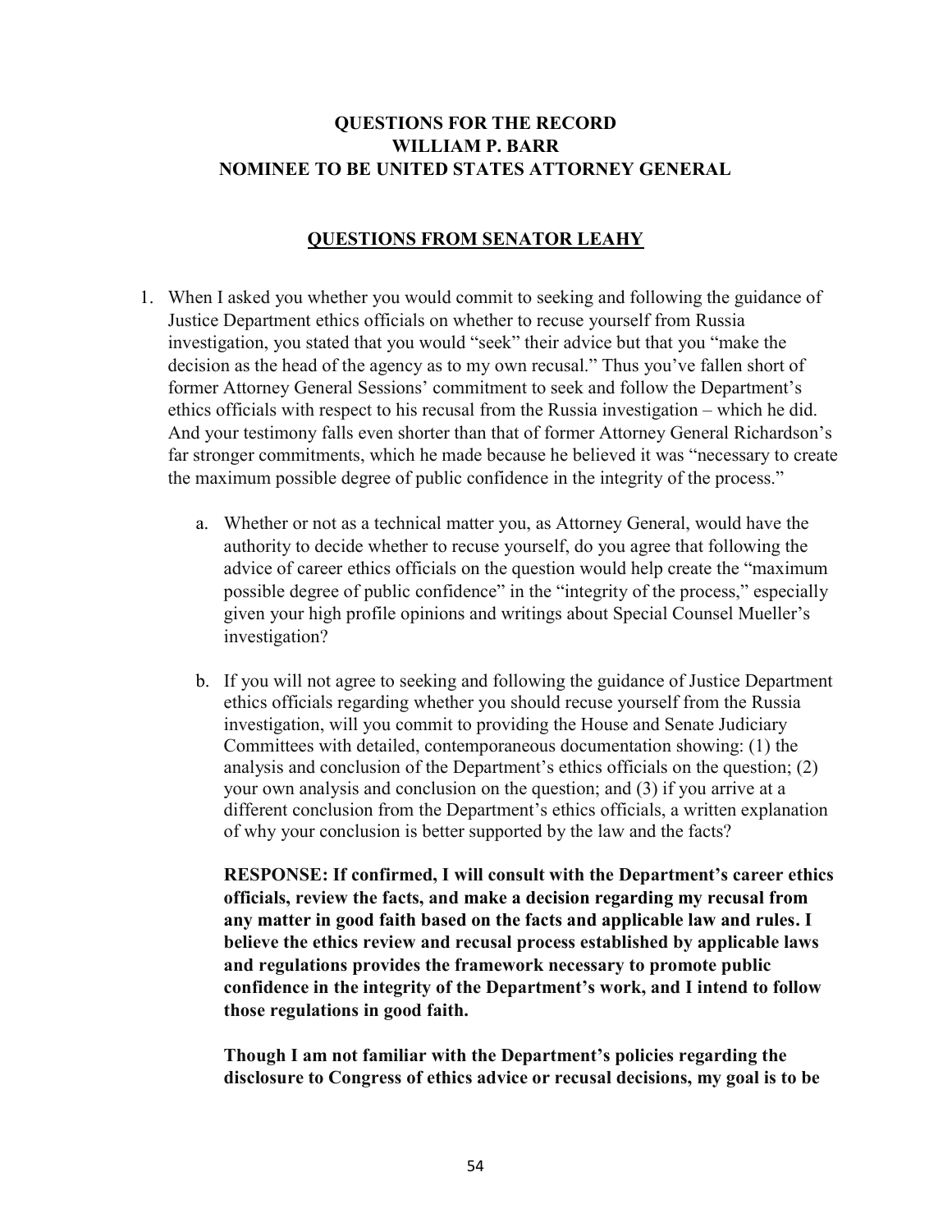# QUESTIONS FOR THE RECORD
# WILLIAM P. BARR
# NOMINEE TO BE UNITED STATES ATTORNEY GENERAL

## QUESTIONS FROM SENATOR LEAHY

1. When I asked you whether you would commit to seeking and following the guidance of Justice Department ethics officials on whether to recuse yourself from Russia investigation, you stated that you would "seek" their advice but that you "make the decision as the head of the agency as to my own recusal." Thus you've fallen short of former Attorney General Sessions' commitment to seek and follow the Department's ethics officials with respect to his recusal from the Russia investigation – which he did. And your testimony falls even shorter than that of former Attorney General Richardson's far stronger commitments, which he made because he believed it was "necessary to create the maximum possible degree of public confidence in the integrity of the process."

   a. Whether or not as a technical matter you, as Attorney General, would have the authority to decide whether to recuse yourself, do you agree that following the advice of career ethics officials on the question would help create the "maximum possible degree of public confidence" in the "integrity of the process," especially given your high profile opinions and writings about Special Counsel Mueller's investigation?

   b. If you will not agree to seeking and following the guidance of Justice Department ethics officials regarding whether you should recuse yourself from the Russia investigation, will you commit to providing the House and Senate Judiciary Committees with detailed, contemporaneous documentation showing: (1) the analysis and conclusion of the Department's ethics officials on the question; (2) your own analysis and conclusion on the question; and (3) if you arrive at a different conclusion from the Department's ethics officials, a written explanation of why your conclusion is better supported by the law and the facts?

   **RESPONSE: If confirmed, I will consult with the Department's career ethics officials, review the facts, and make a decision regarding my recusal from any matter in good faith based on the facts and applicable law and rules. I believe the ethics review and recusal process established by applicable laws and regulations provides the framework necessary to promote public confidence in the integrity of the Department's work, and I intend to follow those regulations in good faith.**

   **Though I am not familiar with the Department's policies regarding the disclosure to Congress of ethics advice or recusal decisions, my goal is to be**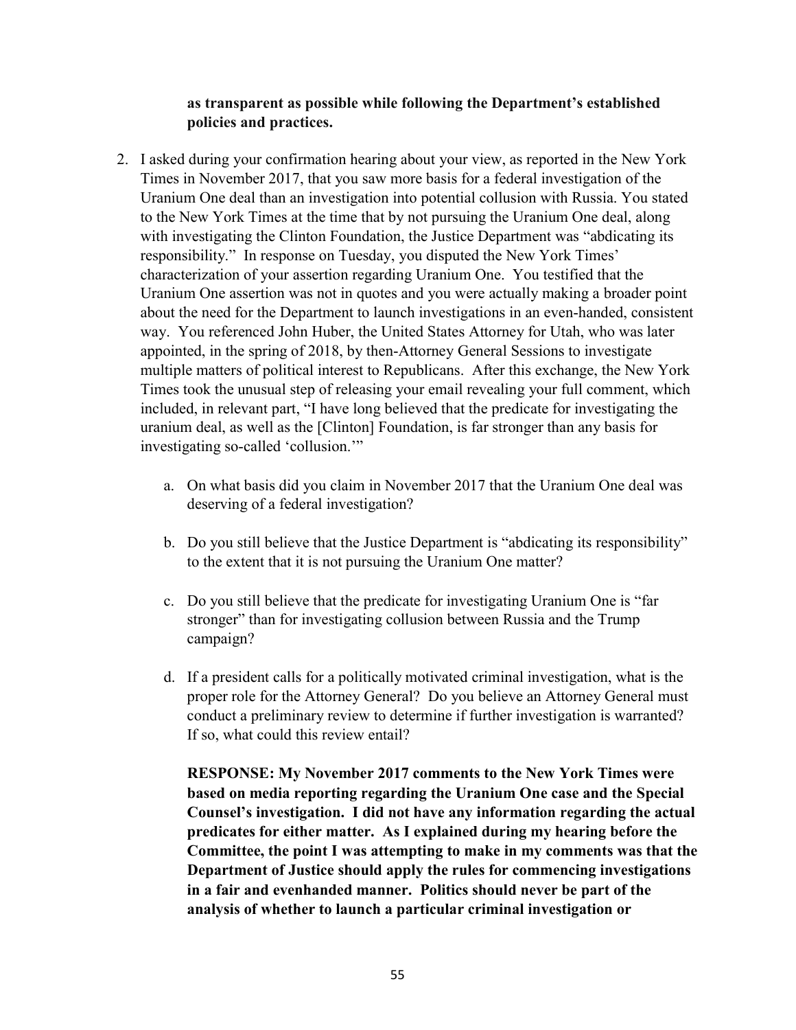**as transparent as possible while following the Department's established policies and practices.**

2. I asked during your confirmation hearing about your view, as reported in the New York Times in November 2017, that you saw more basis for a federal investigation of the Uranium One deal than an investigation into potential collusion with Russia. You stated to the New York Times at the time that by not pursuing the Uranium One deal, along with investigating the Clinton Foundation, the Justice Department was "abdicating its responsibility." In response on Tuesday, you disputed the New York Times' characterization of your assertion regarding Uranium One. You testified that the Uranium One assertion was not in quotes and you were actually making a broader point about the need for the Department to launch investigations in an even-handed, consistent way. You referenced John Huber, the United States Attorney for Utah, who was later appointed, in the spring of 2018, by then-Attorney General Sessions to investigate multiple matters of political interest to Republicans. After this exchange, the New York Times took the unusual step of releasing your email revealing your full comment, which included, in relevant part, "I have long believed that the predicate for investigating the uranium deal, as well as the [Clinton] Foundation, is far stronger than any basis for investigating so-called 'collusion.'"

   a. On what basis did you claim in November 2017 that the Uranium One deal was deserving of a federal investigation?

   b. Do you still believe that the Justice Department is "abdicating its responsibility" to the extent that it is not pursuing the Uranium One matter?

   c. Do you still believe that the predicate for investigating Uranium One is "far stronger" than for investigating collusion between Russia and the Trump campaign?

   d. If a president calls for a politically motivated criminal investigation, what is the proper role for the Attorney General? Do you believe an Attorney General must conduct a preliminary review to determine if further investigation is warranted? If so, what could this review entail?

   **RESPONSE: My November 2017 comments to the New York Times were based on media reporting regarding the Uranium One case and the Special Counsel's investigation. I did not have any information regarding the actual predicates for either matter. As I explained during my hearing before the Committee, the point I was attempting to make in my comments was that the Department of Justice should apply the rules for commencing investigations in a fair and evenhanded manner. Politics should never be part of the analysis of whether to launch a particular criminal investigation or**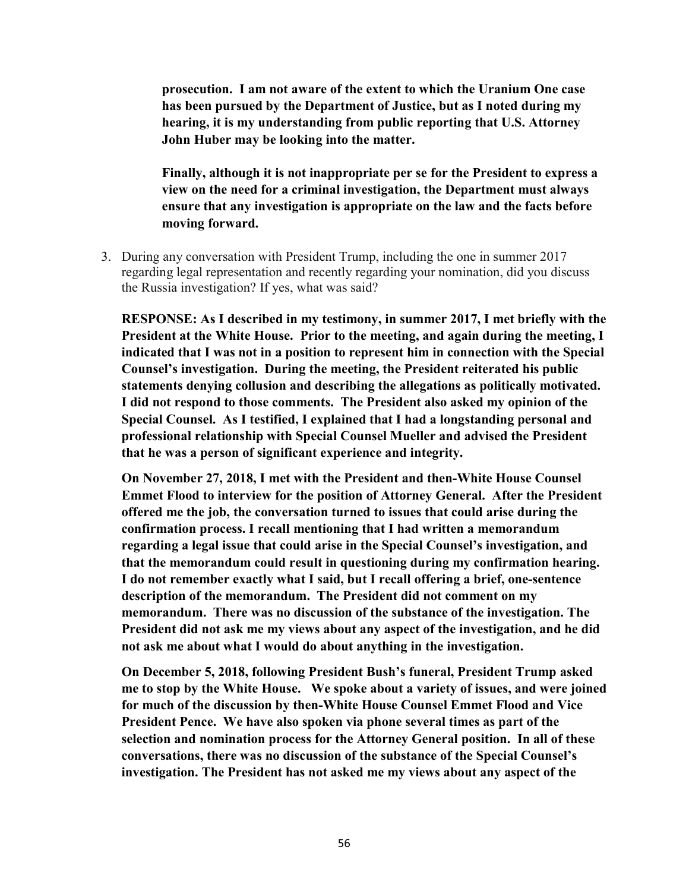**prosecution. I am not aware of the extent to which the Uranium One case has been pursued by the Department of Justice, but as I noted during my hearing, it is my understanding from public reporting that U.S. Attorney John Huber may be looking into the matter.**

**Finally, although it is not inappropriate per se for the President to express a view on the need for a criminal investigation, the Department must always ensure that any investigation is appropriate on the law and the facts before moving forward.**

3. During any conversation with President Trump, including the one in summer 2017 regarding legal representation and recently regarding your nomination, did you discuss the Russia investigation? If yes, what was said?

   **RESPONSE: As I described in my testimony, in summer 2017, I met briefly with the President at the White House. Prior to the meeting, and again during the meeting, I indicated that I was not in a position to represent him in connection with the Special Counsel's investigation. During the meeting, the President reiterated his public statements denying collusion and describing the allegations as politically motivated. I did not respond to those comments. The President also asked my opinion of the Special Counsel. As I testified, I explained that I had a longstanding personal and professional relationship with Special Counsel Mueller and advised the President that he was a person of significant experience and integrity.**

   **On November 27, 2018, I met with the President and then-White House Counsel Emmet Flood to interview for the position of Attorney General. After the President offered me the job, the conversation turned to issues that could arise during the confirmation process. I recall mentioning that I had written a memorandum regarding a legal issue that could arise in the Special Counsel's investigation, and that the memorandum could result in questioning during my confirmation hearing. I do not remember exactly what I said, but I recall offering a brief, one-sentence description of the memorandum. The President did not comment on my memorandum. There was no discussion of the substance of the investigation. The President did not ask me my views about any aspect of the investigation, and he did not ask me about what I would do about anything in the investigation.**

   **On December 5, 2018, following President Bush's funeral, President Trump asked me to stop by the White House. We spoke about a variety of issues, and were joined for much of the discussion by then-White House Counsel Emmet Flood and Vice President Pence. We have also spoken via phone several times as part of the selection and nomination process for the Attorney General position. In all of these conversations, there was no discussion of the substance of the Special Counsel's investigation. The President has not asked me my views about any aspect of the**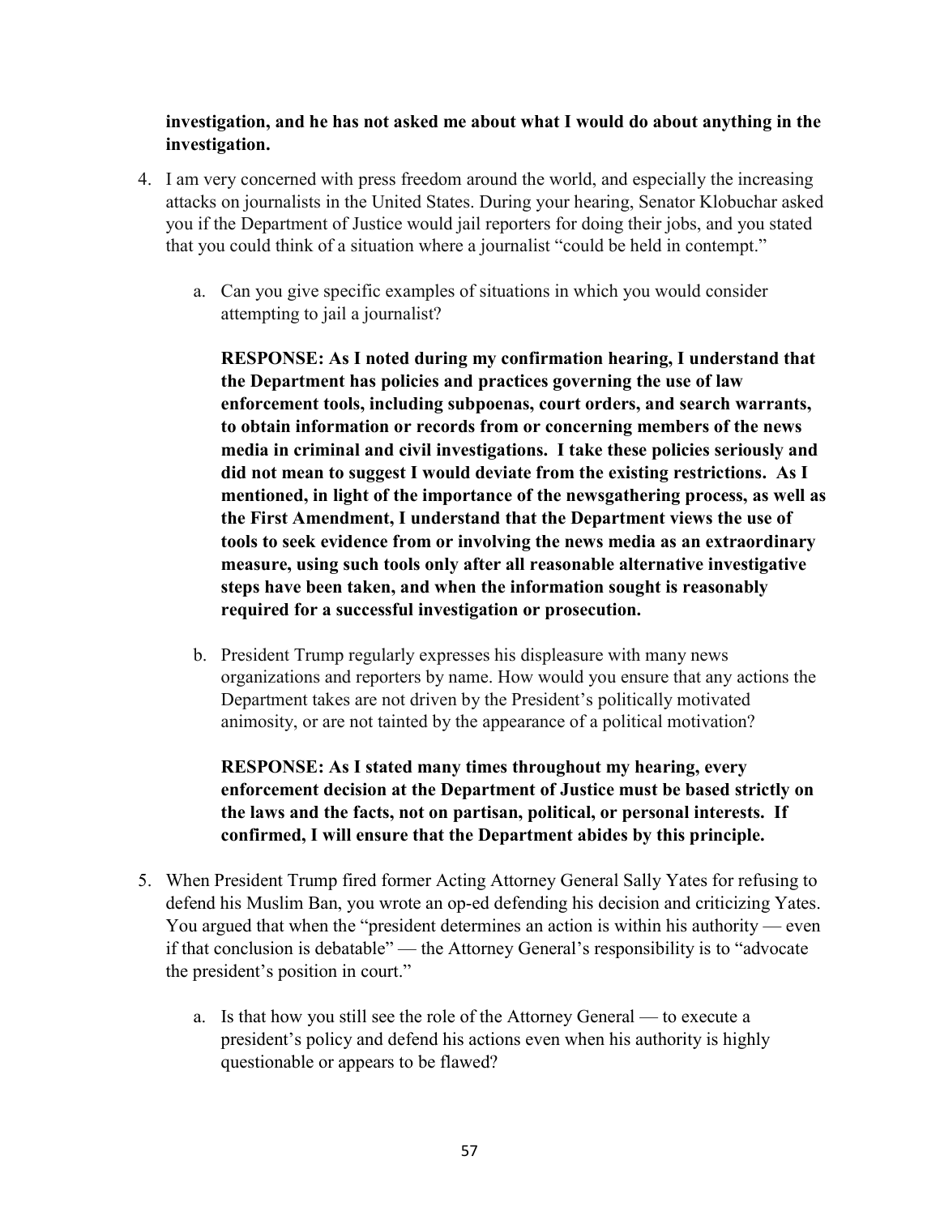**investigation, and he has not asked me about what I would do about anything in the investigation.**

4. I am very concerned with press freedom around the world, and especially the increasing attacks on journalists in the United States. During your hearing, Senator Klobuchar asked you if the Department of Justice would jail reporters for doing their jobs, and you stated that you could think of a situation where a journalist "could be held in contempt."

   a. Can you give specific examples of situations in which you would consider attempting to jail a journalist?

      **RESPONSE: As I noted during my confirmation hearing, I understand that the Department has policies and practices governing the use of law enforcement tools, including subpoenas, court orders, and search warrants, to obtain information or records from or concerning members of the news media in criminal and civil investigations. I take these policies seriously and did not mean to suggest I would deviate from the existing restrictions. As I mentioned, in light of the importance of the newsgathering process, as well as the First Amendment, I understand that the Department views the use of tools to seek evidence from or involving the news media as an extraordinary measure, using such tools only after all reasonable alternative investigative steps have been taken, and when the information sought is reasonably required for a successful investigation or prosecution.**

   b. President Trump regularly expresses his displeasure with many news organizations and reporters by name. How would you ensure that any actions the Department takes are not driven by the President's politically motivated animosity, or are not tainted by the appearance of a political motivation?

      **RESPONSE: As I stated many times throughout my hearing, every enforcement decision at the Department of Justice must be based strictly on the laws and the facts, not on partisan, political, or personal interests. If confirmed, I will ensure that the Department abides by this principle.**

5. When President Trump fired former Acting Attorney General Sally Yates for refusing to defend his Muslim Ban, you wrote an op-ed defending his decision and criticizing Yates. You argued that when the "president determines an action is within his authority — even if that conclusion is debatable" — the Attorney General's responsibility is to "advocate the president's position in court."

   a. Is that how you still see the role of the Attorney General — to execute a president's policy and defend his actions even when his authority is highly questionable or appears to be flawed?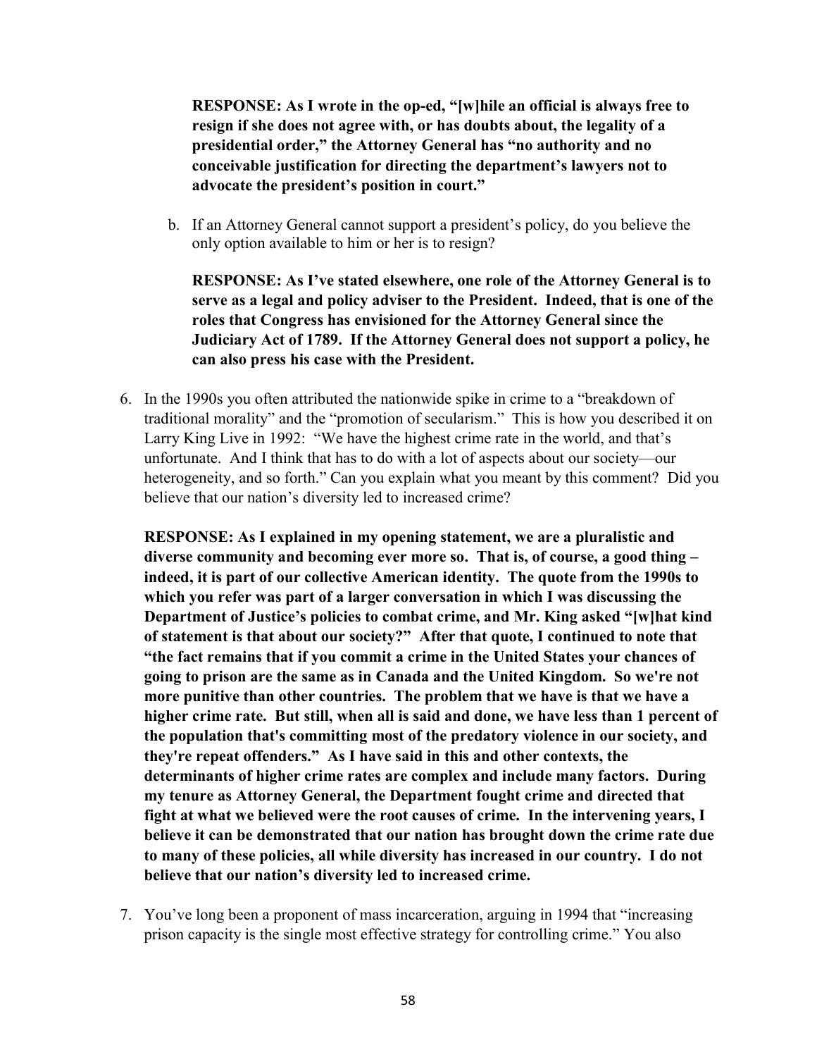**RESPONSE: As I wrote in the op-ed, "[w]hile an official is always free to resign if she does not agree with, or has doubts about, the legality of a presidential order," the Attorney General has "no authority and no conceivable justification for directing the department's lawyers not to advocate the president's position in court."**

b. If an Attorney General cannot support a president's policy, do you believe the only option available to him or her is to resign?

**RESPONSE: As I've stated elsewhere, one role of the Attorney General is to serve as a legal and policy adviser to the President. Indeed, that is one of the roles that Congress has envisioned for the Attorney General since the Judiciary Act of 1789. If the Attorney General does not support a policy, he can also press his case with the President.**

6. In the 1990s you often attributed the nationwide spike in crime to a "breakdown of traditional morality" and the "promotion of secularism." This is how you described it on Larry King Live in 1992: "We have the highest crime rate in the world, and that's unfortunate. And I think that has to do with a lot of aspects about our society—our heterogeneity, and so forth." Can you explain what you meant by this comment? Did you believe that our nation's diversity led to increased crime?

**RESPONSE: As I explained in my opening statement, we are a pluralistic and diverse community and becoming ever more so. That is, of course, a good thing – indeed, it is part of our collective American identity. The quote from the 1990s to which you refer was part of a larger conversation in which I was discussing the Department of Justice's policies to combat crime, and Mr. King asked "[w]hat kind of statement is that about our society?" After that quote, I continued to note that "the fact remains that if you commit a crime in the United States your chances of going to prison are the same as in Canada and the United Kingdom. So we're not more punitive than other countries. The problem that we have is that we have a higher crime rate. But still, when all is said and done, we have less than 1 percent of the population that's committing most of the predatory violence in our society, and they're repeat offenders." As I have said in this and other contexts, the determinants of higher crime rates are complex and include many factors. During my tenure as Attorney General, the Department fought crime and directed that fight at what we believed were the root causes of crime. In the intervening years, I believe it can be demonstrated that our nation has brought down the crime rate due to many of these policies, all while diversity has increased in our country. I do not believe that our nation's diversity led to increased crime.**

7. You've long been a proponent of mass incarceration, arguing in 1994 that "increasing prison capacity is the single most effective strategy for controlling crime." You also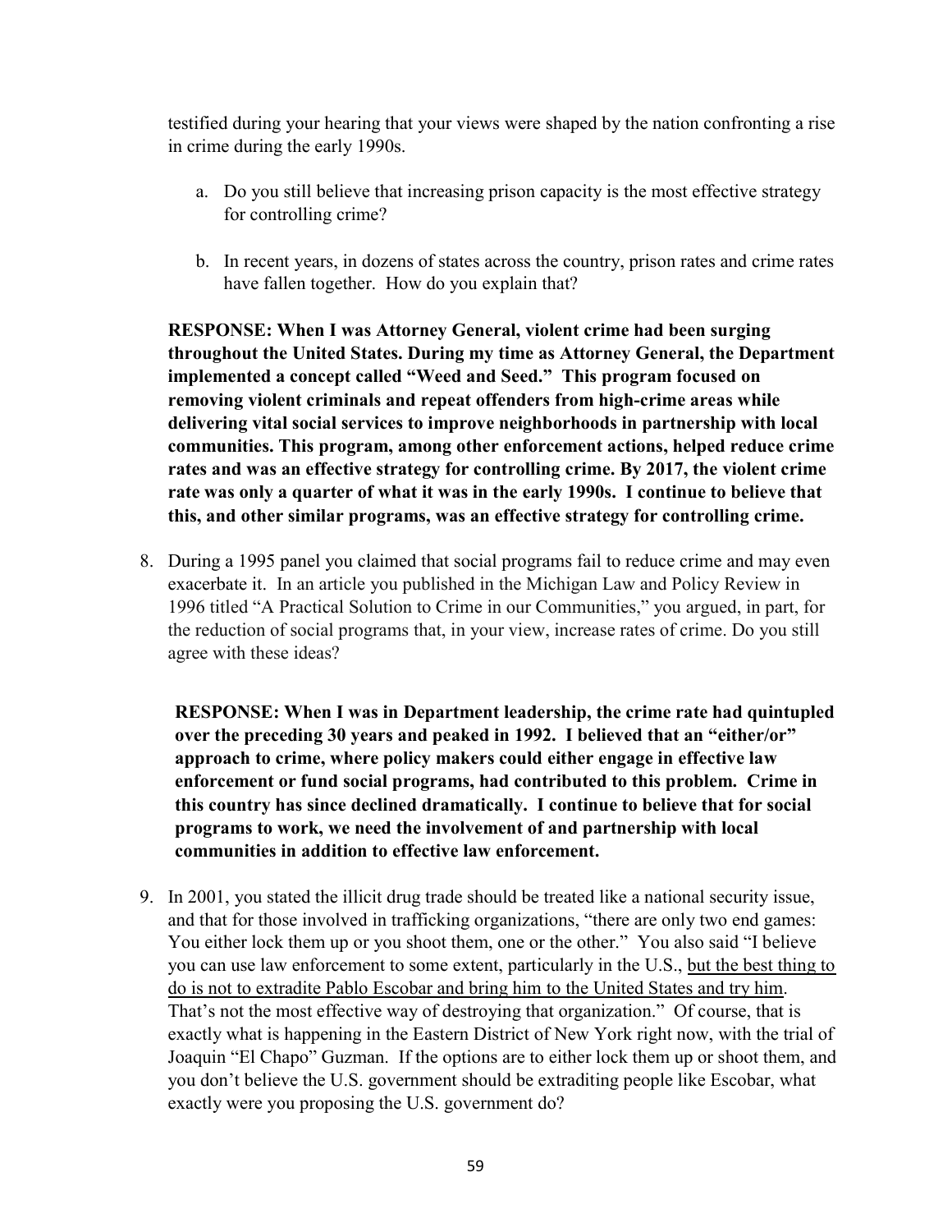testified during your hearing that your views were shaped by the nation confronting a rise in crime during the early 1990s.

a. Do you still believe that increasing prison capacity is the most effective strategy for controlling crime?

b. In recent years, in dozens of states across the country, prison rates and crime rates have fallen together. How do you explain that?

**RESPONSE: When I was Attorney General, violent crime had been surging throughout the United States. During my time as Attorney General, the Department implemented a concept called "Weed and Seed." This program focused on removing violent criminals and repeat offenders from high-crime areas while delivering vital social services to improve neighborhoods in partnership with local communities. This program, among other enforcement actions, helped reduce crime rates and was an effective strategy for controlling crime. By 2017, the violent crime rate was only a quarter of what it was in the early 1990s. I continue to believe that this, and other similar programs, was an effective strategy for controlling crime.**

8. During a 1995 panel you claimed that social programs fail to reduce crime and may even exacerbate it. In an article you published in the Michigan Law and Policy Review in 1996 titled "A Practical Solution to Crime in our Communities," you argued, in part, for the reduction of social programs that, in your view, increase rates of crime. Do you still agree with these ideas?

   **RESPONSE: When I was in Department leadership, the crime rate had quintupled over the preceding 30 years and peaked in 1992. I believed that an "either/or" approach to crime, where policy makers could either engage in effective law enforcement or fund social programs, had contributed to this problem. Crime in this country has since declined dramatically. I continue to believe that for social programs to work, we need the involvement of and partnership with local communities in addition to effective law enforcement.**

9. In 2001, you stated the illicit drug trade should be treated like a national security issue, and that for those involved in trafficking organizations, "there are only two end games: You either lock them up or you shoot them, one or the other." You also said "I believe you can use law enforcement to some extent, particularly in the U.S., <u>but the best thing to do is not to extradite Pablo Escobar and bring him to the United States and try him</u>. That's not the most effective way of destroying that organization." Of course, that is exactly what is happening in the Eastern District of New York right now, with the trial of Joaquin "El Chapo" Guzman. If the options are to either lock them up or shoot them, and you don't believe the U.S. government should be extraditing people like Escobar, what exactly were you proposing the U.S. government do?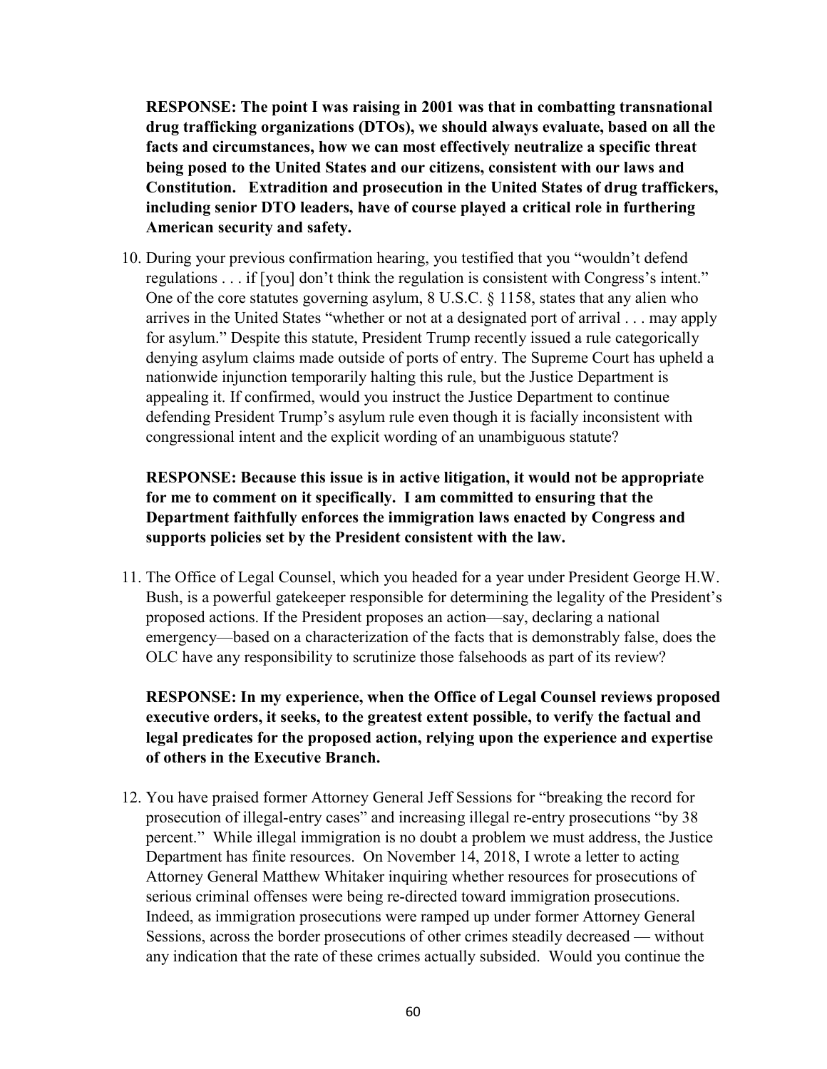**RESPONSE: The point I was raising in 2001 was that in combatting transnational drug trafficking organizations (DTOs), we should always evaluate, based on all the facts and circumstances, how we can most effectively neutralize a specific threat being posed to the United States and our citizens, consistent with our laws and Constitution. Extradition and prosecution in the United States of drug traffickers, including senior DTO leaders, have of course played a critical role in furthering American security and safety.**

10. During your previous confirmation hearing, you testified that you "wouldn't defend regulations . . . if [you] don't think the regulation is consistent with Congress's intent." One of the core statutes governing asylum, 8 U.S.C. § 1158, states that any alien who arrives in the United States "whether or not at a designated port of arrival . . . may apply for asylum." Despite this statute, President Trump recently issued a rule categorically denying asylum claims made outside of ports of entry. The Supreme Court has upheld a nationwide injunction temporarily halting this rule, but the Justice Department is appealing it. If confirmed, would you instruct the Justice Department to continue defending President Trump's asylum rule even though it is facially inconsistent with congressional intent and the explicit wording of an unambiguous statute?

   **RESPONSE: Because this issue is in active litigation, it would not be appropriate for me to comment on it specifically. I am committed to ensuring that the Department faithfully enforces the immigration laws enacted by Congress and supports policies set by the President consistent with the law.**

11. The Office of Legal Counsel, which you headed for a year under President George H.W. Bush, is a powerful gatekeeper responsible for determining the legality of the President's proposed actions. If the President proposes an action—say, declaring a national emergency—based on a characterization of the facts that is demonstrably false, does the OLC have any responsibility to scrutinize those falsehoods as part of its review?

   **RESPONSE: In my experience, when the Office of Legal Counsel reviews proposed executive orders, it seeks, to the greatest extent possible, to verify the factual and legal predicates for the proposed action, relying upon the experience and expertise of others in the Executive Branch.**

12. You have praised former Attorney General Jeff Sessions for "breaking the record for prosecution of illegal-entry cases" and increasing illegal re-entry prosecutions "by 38 percent." While illegal immigration is no doubt a problem we must address, the Justice Department has finite resources. On November 14, 2018, I wrote a letter to acting Attorney General Matthew Whitaker inquiring whether resources for prosecutions of serious criminal offenses were being re-directed toward immigration prosecutions. Indeed, as immigration prosecutions were ramped up under former Attorney General Sessions, across the border prosecutions of other crimes steadily decreased — without any indication that the rate of these crimes actually subsided. Would you continue the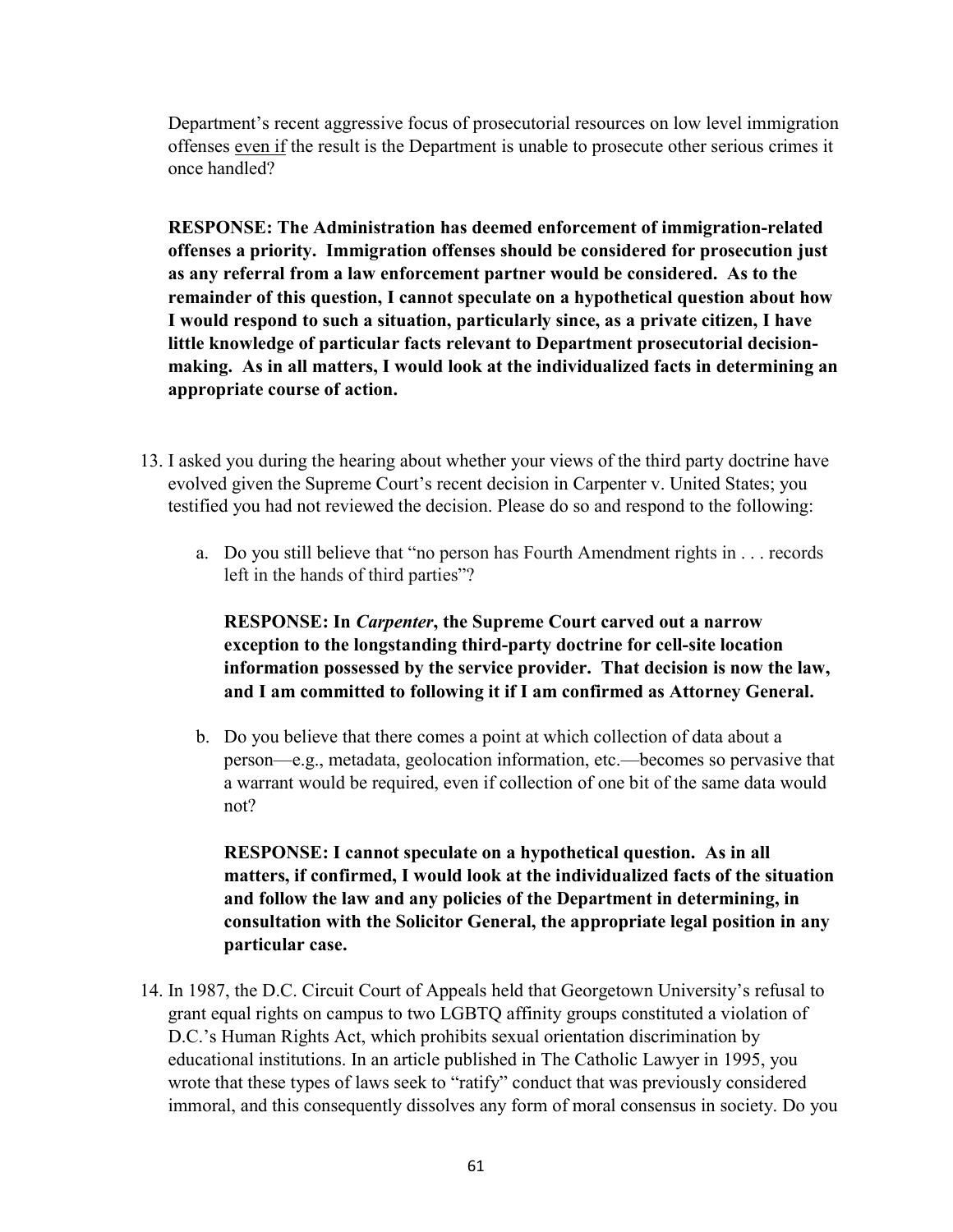Department's recent aggressive focus of prosecutorial resources on low level immigration offenses <u>even if</u> the result is the Department is unable to prosecute other serious crimes it once handled?

**RESPONSE: The Administration has deemed enforcement of immigration-related offenses a priority. Immigration offenses should be considered for prosecution just as any referral from a law enforcement partner would be considered. As to the remainder of this question, I cannot speculate on a hypothetical question about how I would respond to such a situation, particularly since, as a private citizen, I have little knowledge of particular facts relevant to Department prosecutorial decision-making. As in all matters, I would look at the individualized facts in determining an appropriate course of action.**

13. I asked you during the hearing about whether your views of the third party doctrine have evolved given the Supreme Court's recent decision in Carpenter v. United States; you testified you had not reviewed the decision. Please do so and respond to the following:

    a. Do you still believe that "no person has Fourth Amendment rights in . . . records left in the hands of third parties"?

    **RESPONSE: In *Carpenter*, the Supreme Court carved out a narrow exception to the longstanding third-party doctrine for cell-site location information possessed by the service provider. That decision is now the law, and I am committed to following it if I am confirmed as Attorney General.**

    b. Do you believe that there comes a point at which collection of data about a person—e.g., metadata, geolocation information, etc.—becomes so pervasive that a warrant would be required, even if collection of one bit of the same data would not?

    **RESPONSE: I cannot speculate on a hypothetical question. As in all matters, if confirmed, I would look at the individualized facts of the situation and follow the law and any policies of the Department in determining, in consultation with the Solicitor General, the appropriate legal position in any particular case.**

14. In 1987, the D.C. Circuit Court of Appeals held that Georgetown University's refusal to grant equal rights on campus to two LGBTQ affinity groups constituted a violation of D.C.'s Human Rights Act, which prohibits sexual orientation discrimination by educational institutions. In an article published in The Catholic Lawyer in 1995, you wrote that these types of laws seek to "ratify" conduct that was previously considered immoral, and this consequently dissolves any form of moral consensus in society. Do you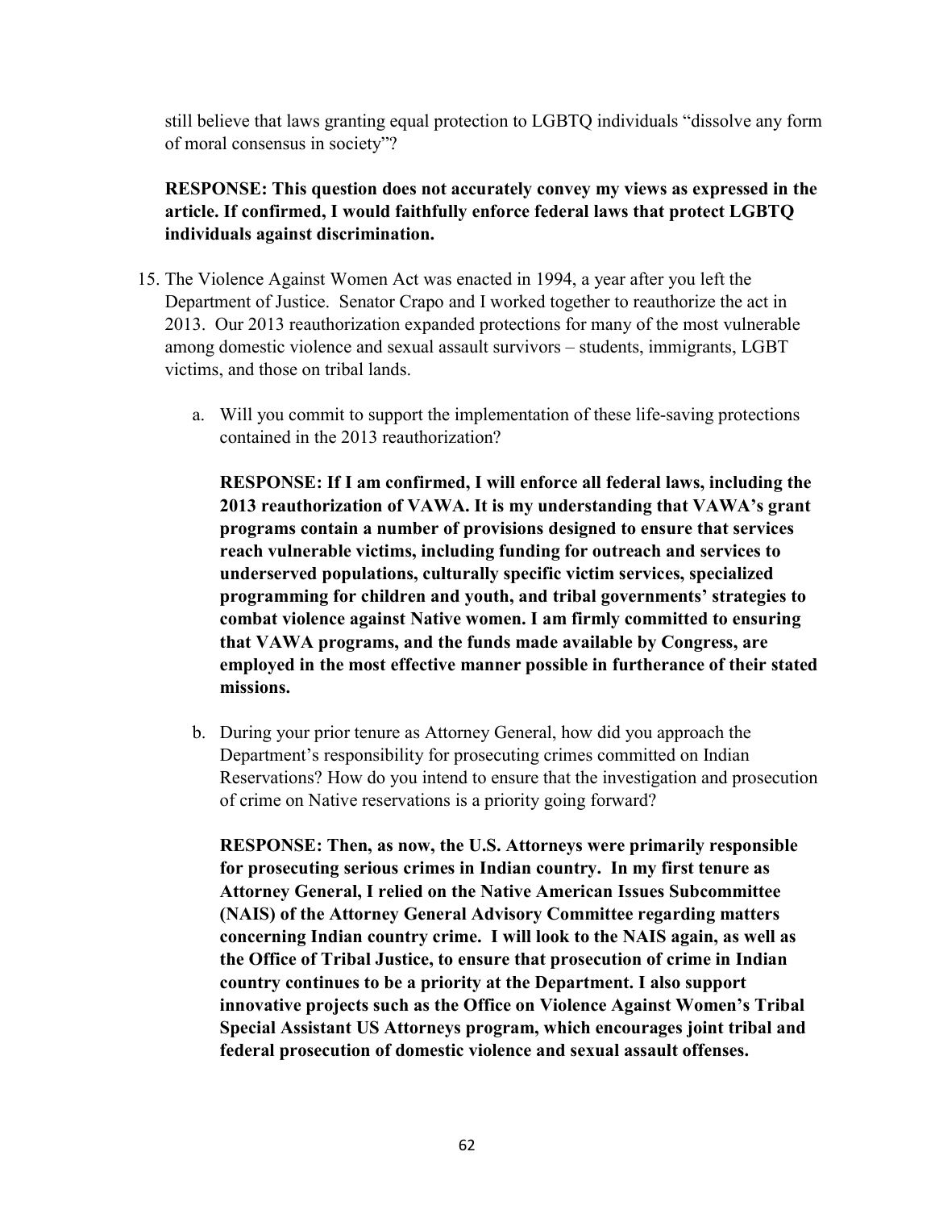still believe that laws granting equal protection to LGBTQ individuals "dissolve any form of moral consensus in society"?

**RESPONSE: This question does not accurately convey my views as expressed in the article. If confirmed, I would faithfully enforce federal laws that protect LGBTQ individuals against discrimination.**

15. The Violence Against Women Act was enacted in 1994, a year after you left the Department of Justice. Senator Crapo and I worked together to reauthorize the act in 2013. Our 2013 reauthorization expanded protections for many of the most vulnerable among domestic violence and sexual assault survivors – students, immigrants, LGBT victims, and those on tribal lands.

    a. Will you commit to support the implementation of these life-saving protections contained in the 2013 reauthorization?

       **RESPONSE: If I am confirmed, I will enforce all federal laws, including the 2013 reauthorization of VAWA. It is my understanding that VAWA's grant programs contain a number of provisions designed to ensure that services reach vulnerable victims, including funding for outreach and services to underserved populations, culturally specific victim services, specialized programming for children and youth, and tribal governments' strategies to combat violence against Native women. I am firmly committed to ensuring that VAWA programs, and the funds made available by Congress, are employed in the most effective manner possible in furtherance of their stated missions.**

    b. During your prior tenure as Attorney General, how did you approach the Department's responsibility for prosecuting crimes committed on Indian Reservations? How do you intend to ensure that the investigation and prosecution of crime on Native reservations is a priority going forward?

       **RESPONSE: Then, as now, the U.S. Attorneys were primarily responsible for prosecuting serious crimes in Indian country. In my first tenure as Attorney General, I relied on the Native American Issues Subcommittee (NAIS) of the Attorney General Advisory Committee regarding matters concerning Indian country crime. I will look to the NAIS again, as well as the Office of Tribal Justice, to ensure that prosecution of crime in Indian country continues to be a priority at the Department. I also support innovative projects such as the Office on Violence Against Women's Tribal Special Assistant US Attorneys program, which encourages joint tribal and federal prosecution of domestic violence and sexual assault offenses.**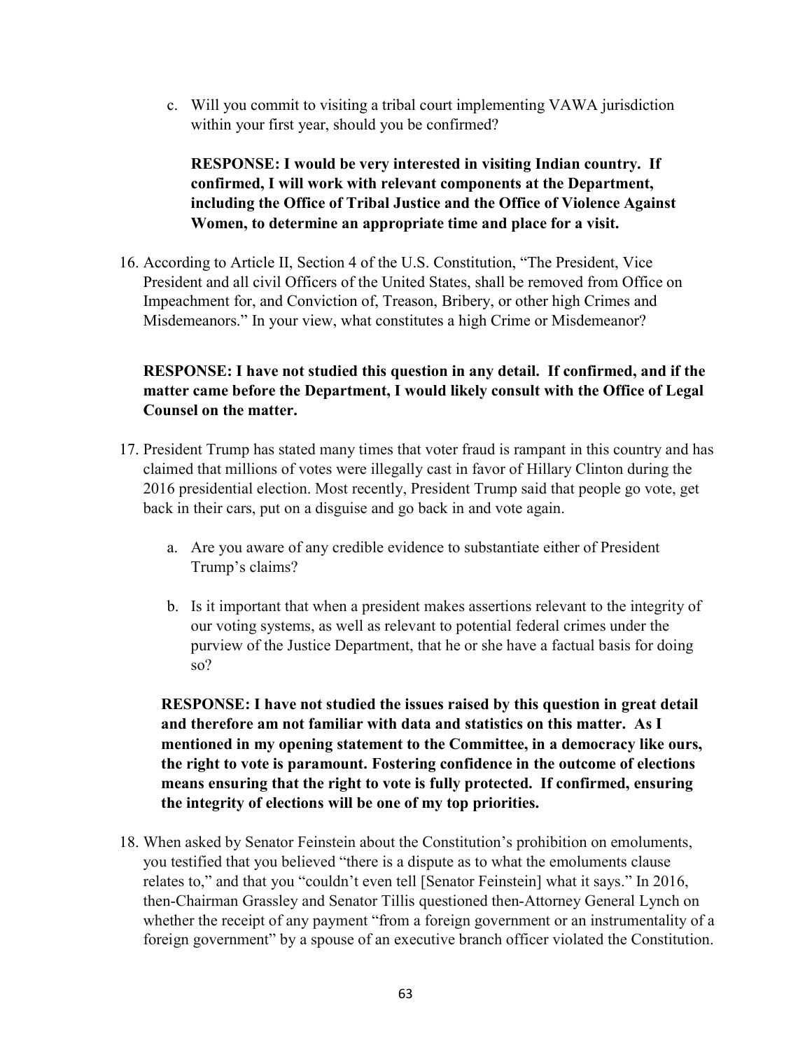c. Will you commit to visiting a tribal court implementing VAWA jurisdiction within your first year, should you be confirmed?

   **RESPONSE: I would be very interested in visiting Indian country. If confirmed, I will work with relevant components at the Department, including the Office of Tribal Justice and the Office of Violence Against Women, to determine an appropriate time and place for a visit.**

16. According to Article II, Section 4 of the U.S. Constitution, "The President, Vice President and all civil Officers of the United States, shall be removed from Office on Impeachment for, and Conviction of, Treason, Bribery, or other high Crimes and Misdemeanors." In your view, what constitutes a high Crime or Misdemeanor?

**RESPONSE: I have not studied this question in any detail. If confirmed, and if the matter came before the Department, I would likely consult with the Office of Legal Counsel on the matter.**

17. President Trump has stated many times that voter fraud is rampant in this country and has claimed that millions of votes were illegally cast in favor of Hillary Clinton during the 2016 presidential election. Most recently, President Trump said that people go vote, get back in their cars, put on a disguise and go back in and vote again.

    a. Are you aware of any credible evidence to substantiate either of President Trump's claims?

    b. Is it important that when a president makes assertions relevant to the integrity of our voting systems, as well as relevant to potential federal crimes under the purview of the Justice Department, that he or she have a factual basis for doing so?

   **RESPONSE: I have not studied the issues raised by this question in great detail and therefore am not familiar with data and statistics on this matter. As I mentioned in my opening statement to the Committee, in a democracy like ours, the right to vote is paramount. Fostering confidence in the outcome of elections means ensuring that the right to vote is fully protected. If confirmed, ensuring the integrity of elections will be one of my top priorities.**

18. When asked by Senator Feinstein about the Constitution's prohibition on emoluments, you testified that you believed "there is a dispute as to what the emoluments clause relates to," and that you "couldn't even tell [Senator Feinstein] what it says." In 2016, then-Chairman Grassley and Senator Tillis questioned then-Attorney General Lynch on whether the receipt of any payment "from a foreign government or an instrumentality of a foreign government" by a spouse of an executive branch officer violated the Constitution.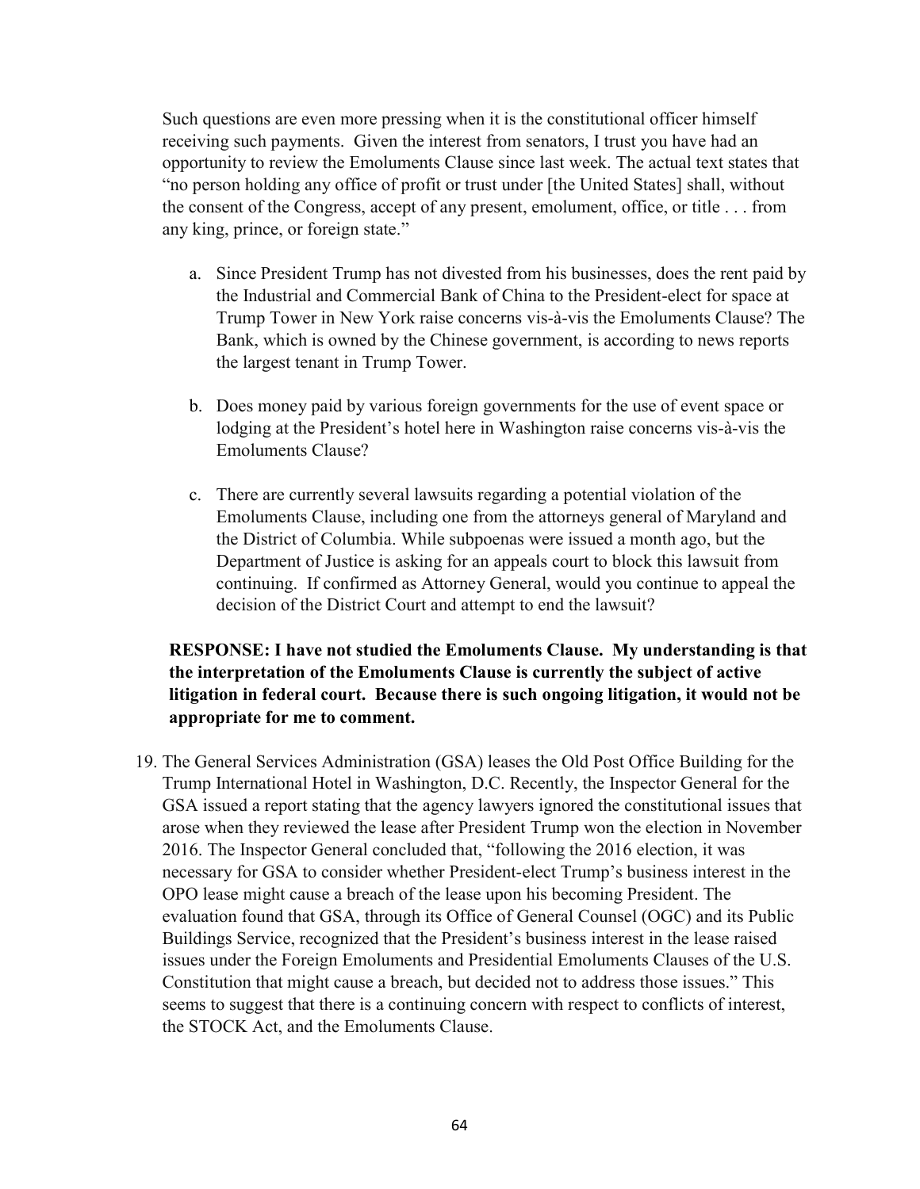Such questions are even more pressing when it is the constitutional officer himself receiving such payments. Given the interest from senators, I trust you have had an opportunity to review the Emoluments Clause since last week. The actual text states that "no person holding any office of profit or trust under [the United States] shall, without the consent of the Congress, accept of any present, emolument, office, or title . . . from any king, prince, or foreign state."

a. Since President Trump has not divested from his businesses, does the rent paid by the Industrial and Commercial Bank of China to the President-elect for space at Trump Tower in New York raise concerns vis-à-vis the Emoluments Clause? The Bank, which is owned by the Chinese government, is according to news reports the largest tenant in Trump Tower.

b. Does money paid by various foreign governments for the use of event space or lodging at the President's hotel here in Washington raise concerns vis-à-vis the Emoluments Clause?

c. There are currently several lawsuits regarding a potential violation of the Emoluments Clause, including one from the attorneys general of Maryland and the District of Columbia. While subpoenas were issued a month ago, but the Department of Justice is asking for an appeals court to block this lawsuit from continuing. If confirmed as Attorney General, would you continue to appeal the decision of the District Court and attempt to end the lawsuit?

**RESPONSE: I have not studied the Emoluments Clause. My understanding is that the interpretation of the Emoluments Clause is currently the subject of active litigation in federal court. Because there is such ongoing litigation, it would not be appropriate for me to comment.**

19. The General Services Administration (GSA) leases the Old Post Office Building for the Trump International Hotel in Washington, D.C. Recently, the Inspector General for the GSA issued a report stating that the agency lawyers ignored the constitutional issues that arose when they reviewed the lease after President Trump won the election in November 2016. The Inspector General concluded that, "following the 2016 election, it was necessary for GSA to consider whether President-elect Trump's business interest in the OPO lease might cause a breach of the lease upon his becoming President. The evaluation found that GSA, through its Office of General Counsel (OGC) and its Public Buildings Service, recognized that the President's business interest in the lease raised issues under the Foreign Emoluments and Presidential Emoluments Clauses of the U.S. Constitution that might cause a breach, but decided not to address those issues." This seems to suggest that there is a continuing concern with respect to conflicts of interest, the STOCK Act, and the Emoluments Clause.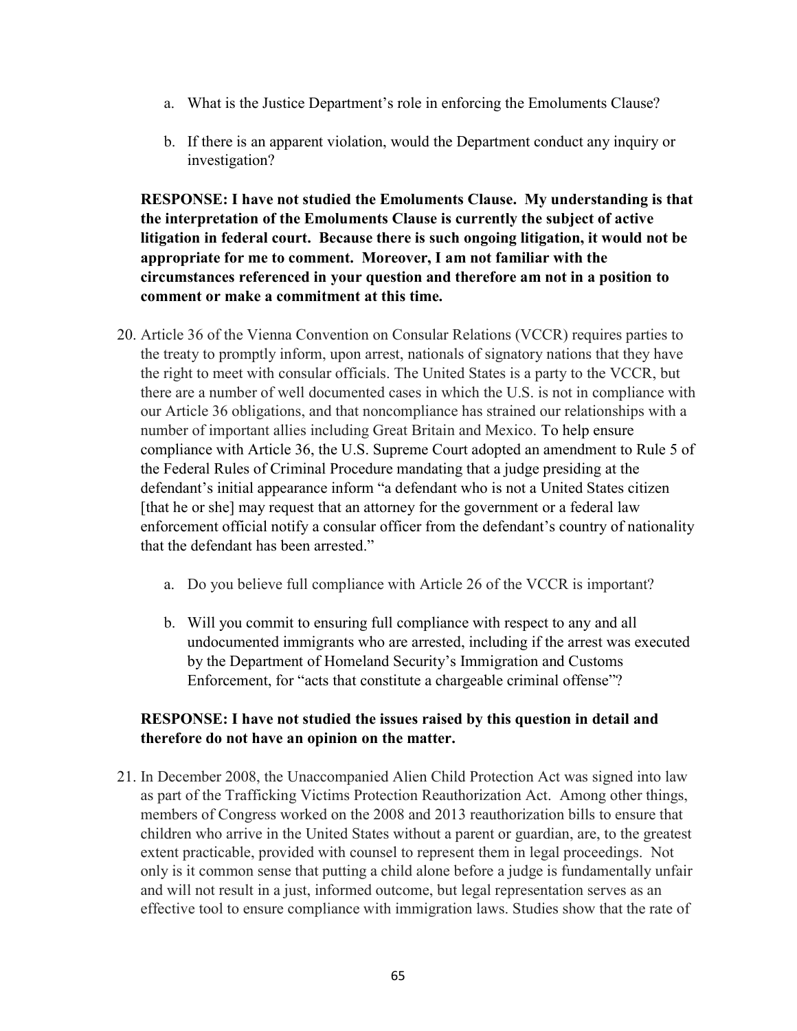a. What is the Justice Department's role in enforcing the Emoluments Clause?

b. If there is an apparent violation, would the Department conduct any inquiry or investigation?

**RESPONSE: I have not studied the Emoluments Clause. My understanding is that the interpretation of the Emoluments Clause is currently the subject of active litigation in federal court. Because there is such ongoing litigation, it would not be appropriate for me to comment. Moreover, I am not familiar with the circumstances referenced in your question and therefore am not in a position to comment or make a commitment at this time.**

20. Article 36 of the Vienna Convention on Consular Relations (VCCR) requires parties to the treaty to promptly inform, upon arrest, nationals of signatory nations that they have the right to meet with consular officials. The United States is a party to the VCCR, but there are a number of well documented cases in which the U.S. is not in compliance with our Article 36 obligations, and that noncompliance has strained our relationships with a number of important allies including Great Britain and Mexico. To help ensure compliance with Article 36, the U.S. Supreme Court adopted an amendment to Rule 5 of the Federal Rules of Criminal Procedure mandating that a judge presiding at the defendant's initial appearance inform "a defendant who is not a United States citizen [that he or she] may request that an attorney for the government or a federal law enforcement official notify a consular officer from the defendant's country of nationality that the defendant has been arrested."

    a. Do you believe full compliance with Article 26 of the VCCR is important?

    b. Will you commit to ensuring full compliance with respect to any and all undocumented immigrants who are arrested, including if the arrest was executed by the Department of Homeland Security's Immigration and Customs Enforcement, for "acts that constitute a chargeable criminal offense"?

**RESPONSE: I have not studied the issues raised by this question in detail and therefore do not have an opinion on the matter.**

21. In December 2008, the Unaccompanied Alien Child Protection Act was signed into law as part of the Trafficking Victims Protection Reauthorization Act. Among other things, members of Congress worked on the 2008 and 2013 reauthorization bills to ensure that children who arrive in the United States without a parent or guardian, are, to the greatest extent practicable, provided with counsel to represent them in legal proceedings. Not only is it common sense that putting a child alone before a judge is fundamentally unfair and will not result in a just, informed outcome, but legal representation serves as an effective tool to ensure compliance with immigration laws. Studies show that the rate of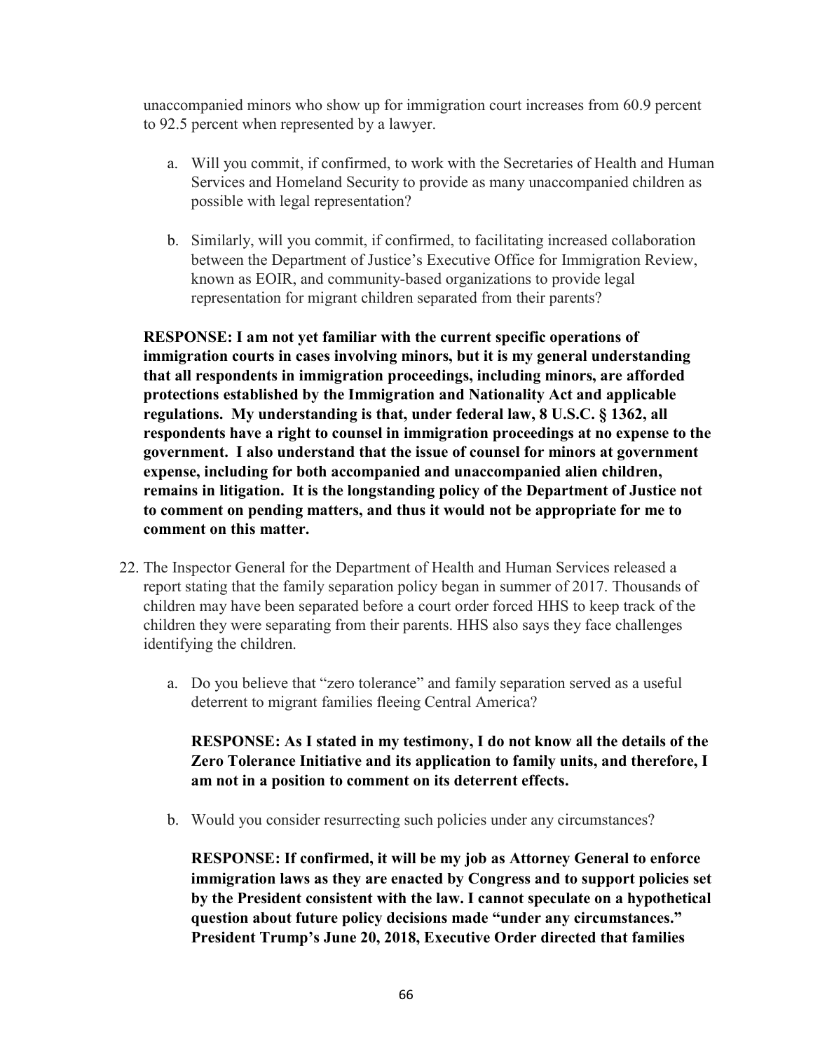unaccompanied minors who show up for immigration court increases from 60.9 percent to 92.5 percent when represented by a lawyer.

a. Will you commit, if confirmed, to work with the Secretaries of Health and Human Services and Homeland Security to provide as many unaccompanied children as possible with legal representation?

b. Similarly, will you commit, if confirmed, to facilitating increased collaboration between the Department of Justice's Executive Office for Immigration Review, known as EOIR, and community-based organizations to provide legal representation for migrant children separated from their parents?

**RESPONSE: I am not yet familiar with the current specific operations of immigration courts in cases involving minors, but it is my general understanding that all respondents in immigration proceedings, including minors, are afforded protections established by the Immigration and Nationality Act and applicable regulations. My understanding is that, under federal law, 8 U.S.C. § 1362, all respondents have a right to counsel in immigration proceedings at no expense to the government. I also understand that the issue of counsel for minors at government expense, including for both accompanied and unaccompanied alien children, remains in litigation. It is the longstanding policy of the Department of Justice not to comment on pending matters, and thus it would not be appropriate for me to comment on this matter.**

22. The Inspector General for the Department of Health and Human Services released a report stating that the family separation policy began in summer of 2017. Thousands of children may have been separated before a court order forced HHS to keep track of the children they were separating from their parents. HHS also says they face challenges identifying the children.

    a. Do you believe that "zero tolerance" and family separation served as a useful deterrent to migrant families fleeing Central America?

    **RESPONSE: As I stated in my testimony, I do not know all the details of the Zero Tolerance Initiative and its application to family units, and therefore, I am not in a position to comment on its deterrent effects.**

    b. Would you consider resurrecting such policies under any circumstances?

    **RESPONSE: If confirmed, it will be my job as Attorney General to enforce immigration laws as they are enacted by Congress and to support policies set by the President consistent with the law. I cannot speculate on a hypothetical question about future policy decisions made "under any circumstances." President Trump's June 20, 2018, Executive Order directed that families**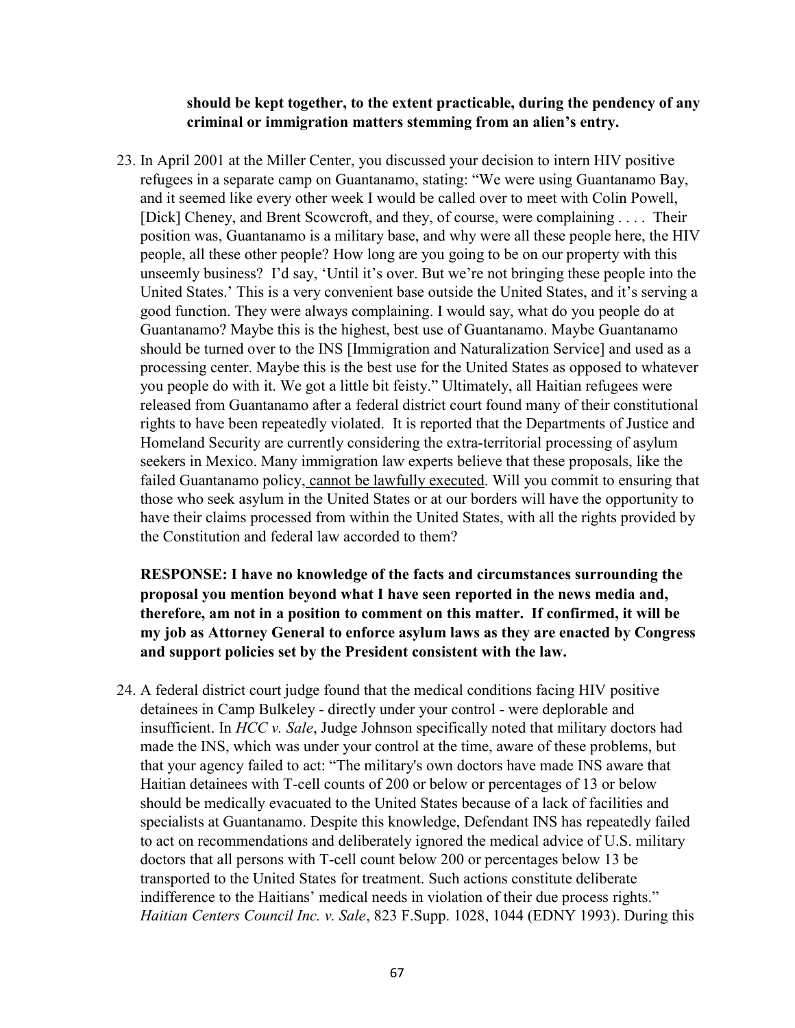**should be kept together, to the extent practicable, during the pendency of any criminal or immigration matters stemming from an alien's entry.**

23. In April 2001 at the Miller Center, you discussed your decision to intern HIV positive refugees in a separate camp on Guantanamo, stating: "We were using Guantanamo Bay, and it seemed like every other week I would be called over to meet with Colin Powell, [Dick] Cheney, and Brent Scowcroft, and they, of course, were complaining . . . . Their position was, Guantanamo is a military base, and why were all these people here, the HIV people, all these other people? How long are you going to be on our property with this unseemly business? I'd say, 'Until it's over. But we're not bringing these people into the United States.' This is a very convenient base outside the United States, and it's serving a good function. They were always complaining. I would say, what do you people do at Guantanamo? Maybe this is the highest, best use of Guantanamo. Maybe Guantanamo should be turned over to the INS [Immigration and Naturalization Service] and used as a processing center. Maybe this is the best use for the United States as opposed to whatever you people do with it. We got a little bit feisty." Ultimately, all Haitian refugees were released from Guantanamo after a federal district court found many of their constitutional rights to have been repeatedly violated. It is reported that the Departments of Justice and Homeland Security are currently considering the extra-territorial processing of asylum seekers in Mexico. Many immigration law experts believe that these proposals, like the failed Guantanamo policy, <u>cannot be lawfully executed</u>. Will you commit to ensuring that those who seek asylum in the United States or at our borders will have the opportunity to have their claims processed from within the United States, with all the rights provided by the Constitution and federal law accorded to them?

    **RESPONSE: I have no knowledge of the facts and circumstances surrounding the proposal you mention beyond what I have seen reported in the news media and, therefore, am not in a position to comment on this matter. If confirmed, it will be my job as Attorney General to enforce asylum laws as they are enacted by Congress and support policies set by the President consistent with the law.**

24. A federal district court judge found that the medical conditions facing HIV positive detainees in Camp Bulkeley - directly under your control - were deplorable and insufficient. In *HCC v. Sale*, Judge Johnson specifically noted that military doctors had made the INS, which was under your control at the time, aware of these problems, but that your agency failed to act: "The military's own doctors have made INS aware that Haitian detainees with T-cell counts of 200 or below or percentages of 13 or below should be medically evacuated to the United States because of a lack of facilities and specialists at Guantanamo. Despite this knowledge, Defendant INS has repeatedly failed to act on recommendations and deliberately ignored the medical advice of U.S. military doctors that all persons with T-cell count below 200 or percentages below 13 be transported to the United States for treatment. Such actions constitute deliberate indifference to the Haitians' medical needs in violation of their due process rights." *Haitian Centers Council Inc. v. Sale*, 823 F.Supp. 1028, 1044 (EDNY 1993). During this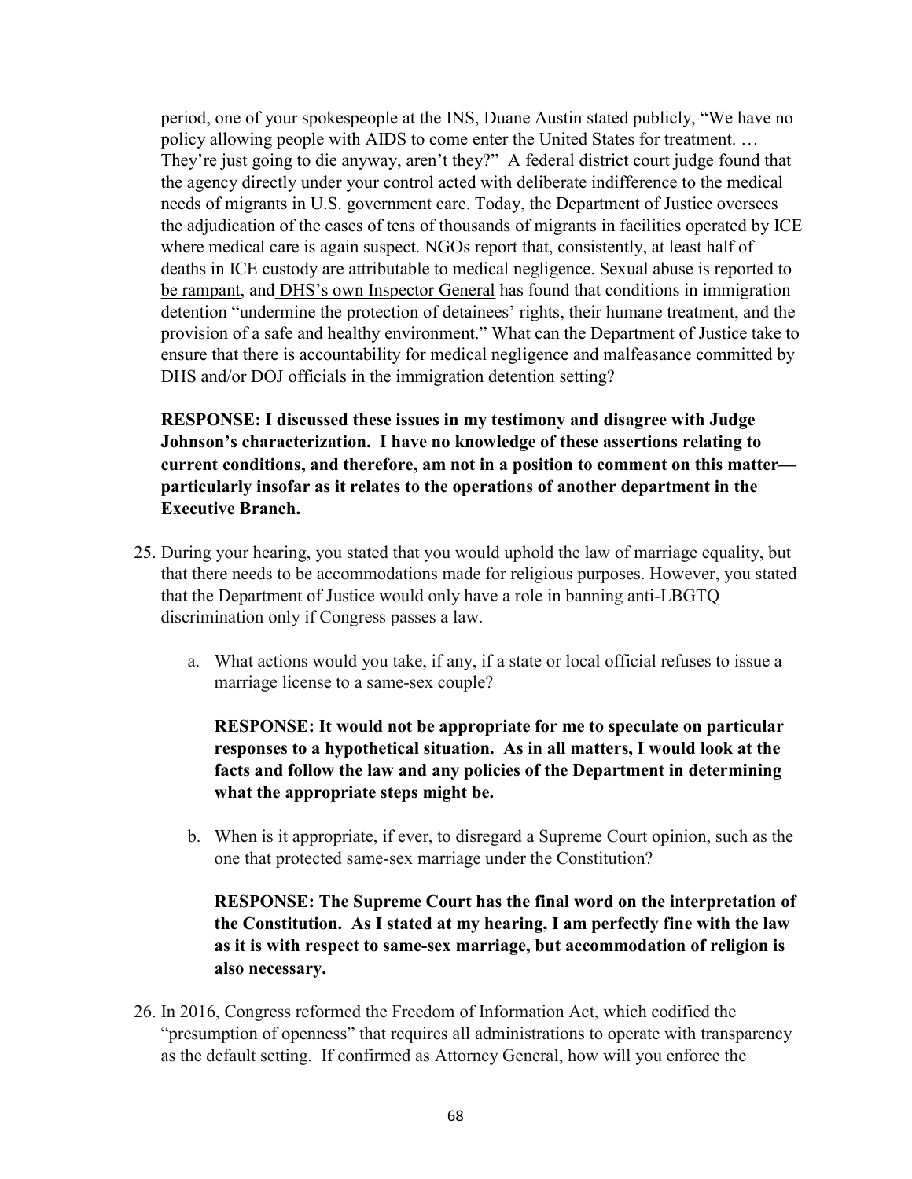period, one of your spokespeople at the INS, Duane Austin stated publicly, "We have no policy allowing people with AIDS to come enter the United States for treatment. … They're just going to die anyway, aren't they?" A federal district court judge found that the agency directly under your control acted with deliberate indifference to the medical needs of migrants in U.S. government care. Today, the Department of Justice oversees the adjudication of the cases of tens of thousands of migrants in facilities operated by ICE where medical care is again suspect. NGOs report that, consistently, at least half of deaths in ICE custody are attributable to medical negligence. Sexual abuse is reported to be rampant, and DHS's own Inspector General has found that conditions in immigration detention "undermine the protection of detainees' rights, their humane treatment, and the provision of a safe and healthy environment." What can the Department of Justice take to ensure that there is accountability for medical negligence and malfeasance committed by DHS and/or DOJ officials in the immigration detention setting?

**RESPONSE: I discussed these issues in my testimony and disagree with Judge Johnson's characterization. I have no knowledge of these assertions relating to current conditions, and therefore, am not in a position to comment on this matter—particularly insofar as it relates to the operations of another department in the Executive Branch.**

25. During your hearing, you stated that you would uphold the law of marriage equality, but that there needs to be accommodations made for religious purposes. However, you stated that the Department of Justice would only have a role in banning anti-LBGTQ discrimination only if Congress passes a law.

    a. What actions would you take, if any, if a state or local official refuses to issue a marriage license to a same-sex couple?

       **RESPONSE: It would not be appropriate for me to speculate on particular responses to a hypothetical situation. As in all matters, I would look at the facts and follow the law and any policies of the Department in determining what the appropriate steps might be.**

    b. When is it appropriate, if ever, to disregard a Supreme Court opinion, such as the one that protected same-sex marriage under the Constitution?

       **RESPONSE: The Supreme Court has the final word on the interpretation of the Constitution. As I stated at my hearing, I am perfectly fine with the law as it is with respect to same-sex marriage, but accommodation of religion is also necessary.**

26. In 2016, Congress reformed the Freedom of Information Act, which codified the "presumption of openness" that requires all administrations to operate with transparency as the default setting. If confirmed as Attorney General, how will you enforce the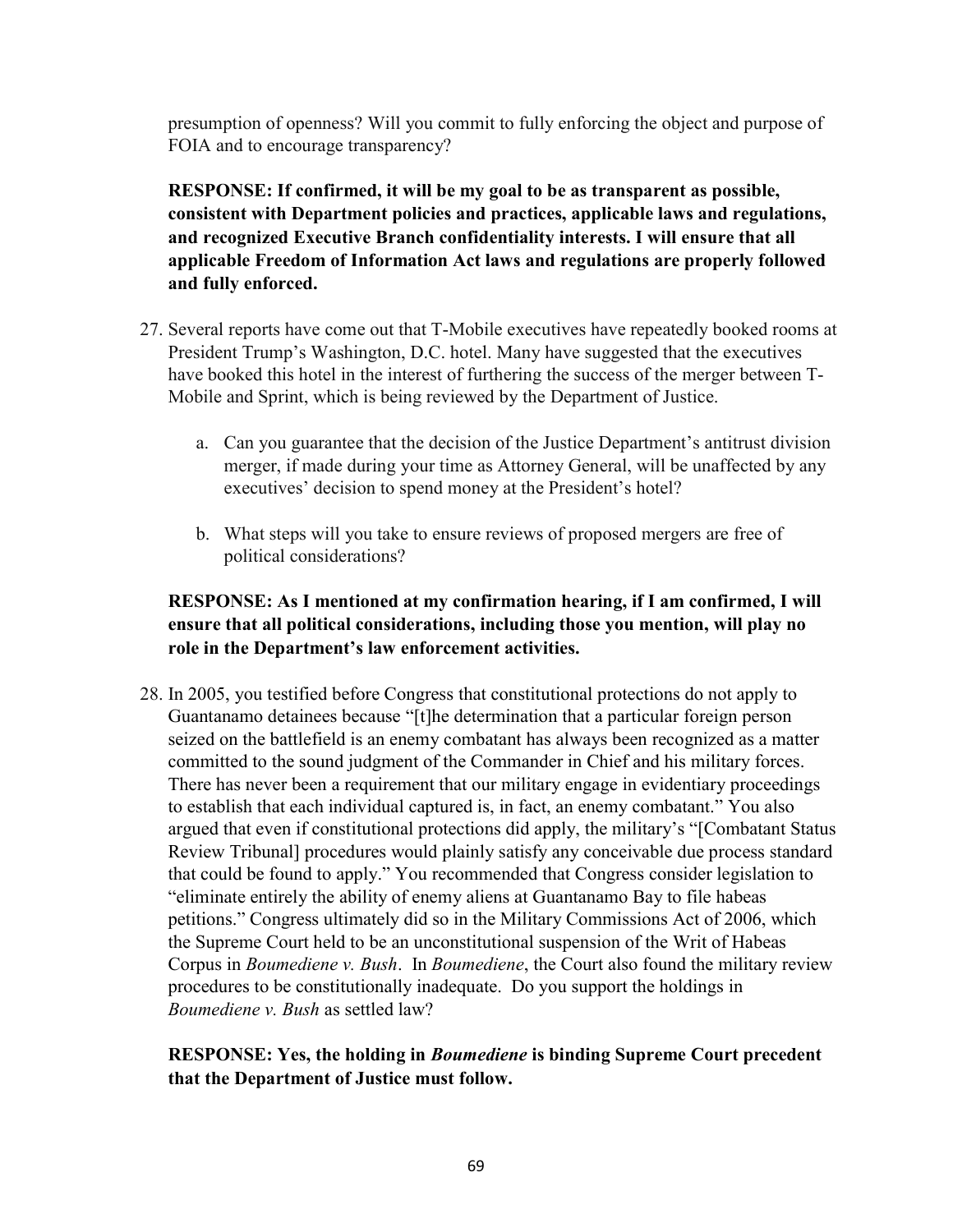presumption of openness? Will you commit to fully enforcing the object and purpose of FOIA and to encourage transparency?

**RESPONSE: If confirmed, it will be my goal to be as transparent as possible, consistent with Department policies and practices, applicable laws and regulations, and recognized Executive Branch confidentiality interests. I will ensure that all applicable Freedom of Information Act laws and regulations are properly followed and fully enforced.**

27. Several reports have come out that T-Mobile executives have repeatedly booked rooms at President Trump's Washington, D.C. hotel. Many have suggested that the executives have booked this hotel in the interest of furthering the success of the merger between T-Mobile and Sprint, which is being reviewed by the Department of Justice.

    a. Can you guarantee that the decision of the Justice Department's antitrust division merger, if made during your time as Attorney General, will be unaffected by any executives' decision to spend money at the President's hotel?

    b. What steps will you take to ensure reviews of proposed mergers are free of political considerations?

**RESPONSE: As I mentioned at my confirmation hearing, if I am confirmed, I will ensure that all political considerations, including those you mention, will play no role in the Department's law enforcement activities.**

28. In 2005, you testified before Congress that constitutional protections do not apply to Guantanamo detainees because "[t]he determination that a particular foreign person seized on the battlefield is an enemy combatant has always been recognized as a matter committed to the sound judgment of the Commander in Chief and his military forces. There has never been a requirement that our military engage in evidentiary proceedings to establish that each individual captured is, in fact, an enemy combatant." You also argued that even if constitutional protections did apply, the military's "[Combatant Status Review Tribunal] procedures would plainly satisfy any conceivable due process standard that could be found to apply." You recommended that Congress consider legislation to "eliminate entirely the ability of enemy aliens at Guantanamo Bay to file habeas petitions." Congress ultimately did so in the Military Commissions Act of 2006, which the Supreme Court held to be an unconstitutional suspension of the Writ of Habeas Corpus in *Boumediene v. Bush*. In *Boumediene*, the Court also found the military review procedures to be constitutionally inadequate. Do you support the holdings in *Boumediene v. Bush* as settled law?

**RESPONSE: Yes, the holding in *Boumediene* is binding Supreme Court precedent that the Department of Justice must follow.**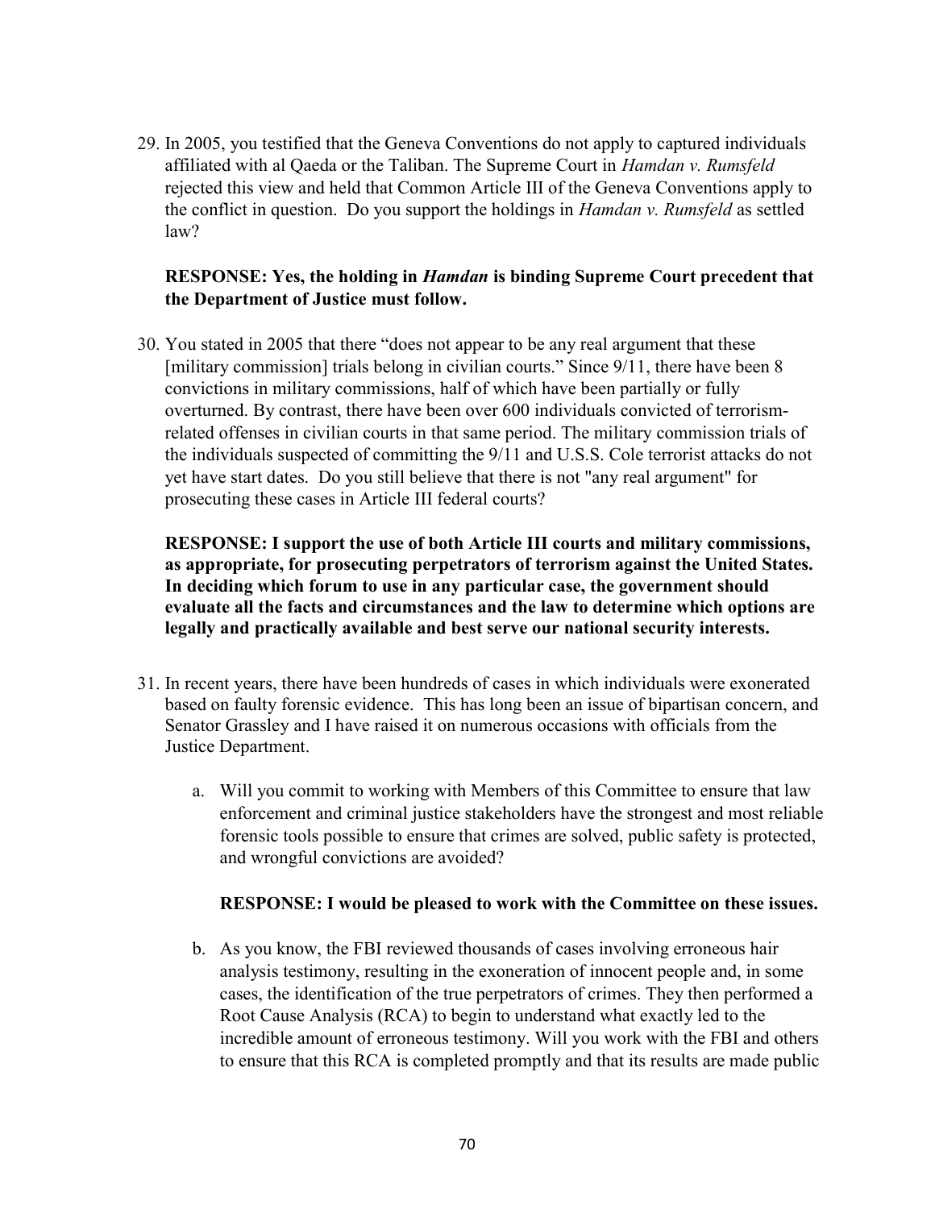29. In 2005, you testified that the Geneva Conventions do not apply to captured individuals affiliated with al Qaeda or the Taliban. The Supreme Court in *Hamdan v. Rumsfeld* rejected this view and held that Common Article III of the Geneva Conventions apply to the conflict in question. Do you support the holdings in *Hamdan v. Rumsfeld* as settled law?

   **RESPONSE: Yes, the holding in *Hamdan* is binding Supreme Court precedent that the Department of Justice must follow.**

30. You stated in 2005 that there "does not appear to be any real argument that these [military commission] trials belong in civilian courts." Since 9/11, there have been 8 convictions in military commissions, half of which have been partially or fully overturned. By contrast, there have been over 600 individuals convicted of terrorism-related offenses in civilian courts in that same period. The military commission trials of the individuals suspected of committing the 9/11 and U.S.S. Cole terrorist attacks do not yet have start dates. Do you still believe that there is not "any real argument" for prosecuting these cases in Article III federal courts?

   **RESPONSE: I support the use of both Article III courts and military commissions, as appropriate, for prosecuting perpetrators of terrorism against the United States. In deciding which forum to use in any particular case, the government should evaluate all the facts and circumstances and the law to determine which options are legally and practically available and best serve our national security interests.**

31. In recent years, there have been hundreds of cases in which individuals were exonerated based on faulty forensic evidence. This has long been an issue of bipartisan concern, and Senator Grassley and I have raised it on numerous occasions with officials from the Justice Department.

   a. Will you commit to working with Members of this Committee to ensure that law enforcement and criminal justice stakeholders have the strongest and most reliable forensic tools possible to ensure that crimes are solved, public safety is protected, and wrongful convictions are avoided?

      **RESPONSE: I would be pleased to work with the Committee on these issues.**

   b. As you know, the FBI reviewed thousands of cases involving erroneous hair analysis testimony, resulting in the exoneration of innocent people and, in some cases, the identification of the true perpetrators of crimes. They then performed a Root Cause Analysis (RCA) to begin to understand what exactly led to the incredible amount of erroneous testimony. Will you work with the FBI and others to ensure that this RCA is completed promptly and that its results are made public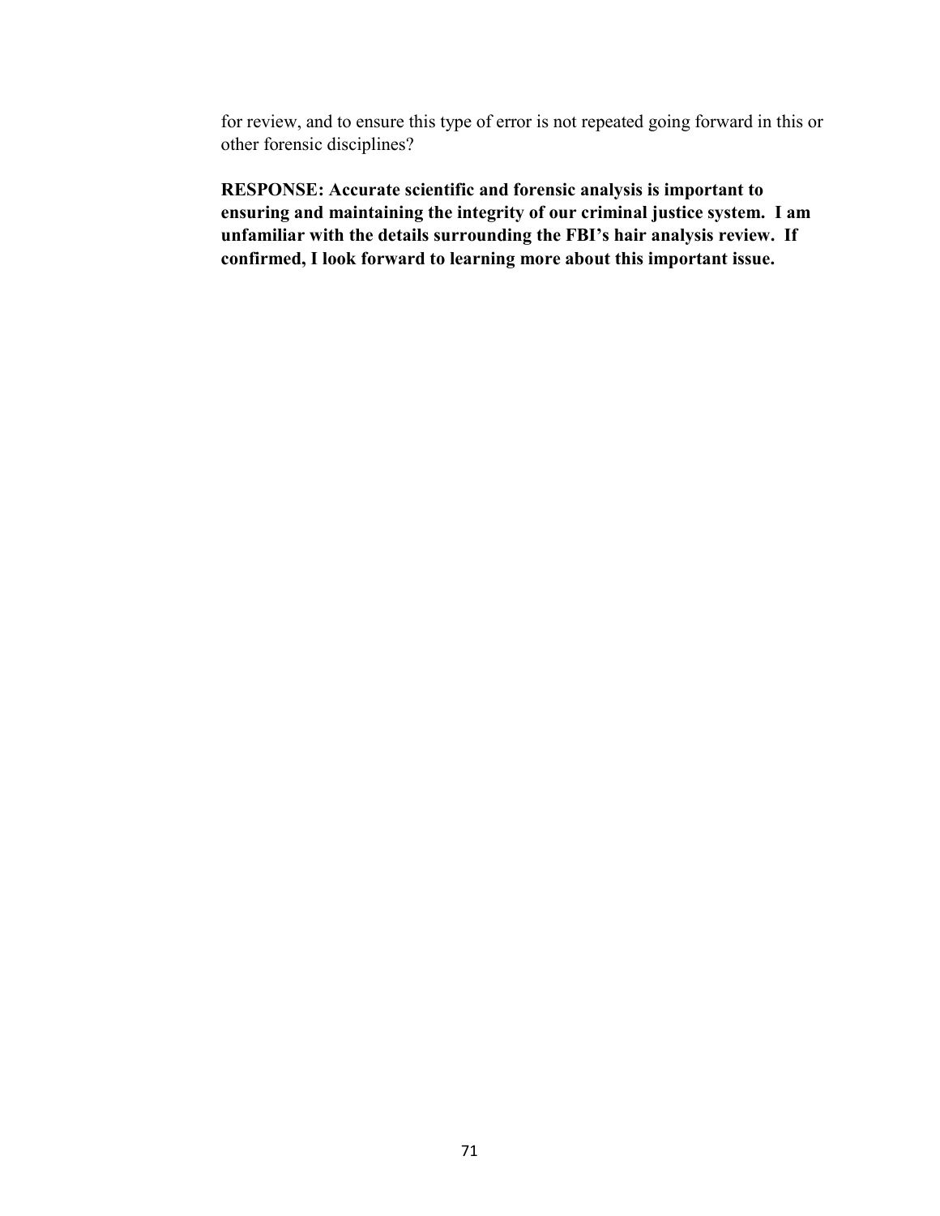for review, and to ensure this type of error is not repeated going forward in this or other forensic disciplines?

**RESPONSE: Accurate scientific and forensic analysis is important to ensuring and maintaining the integrity of our criminal justice system. I am unfamiliar with the details surrounding the FBI's hair analysis review. If confirmed, I look forward to learning more about this important issue.**